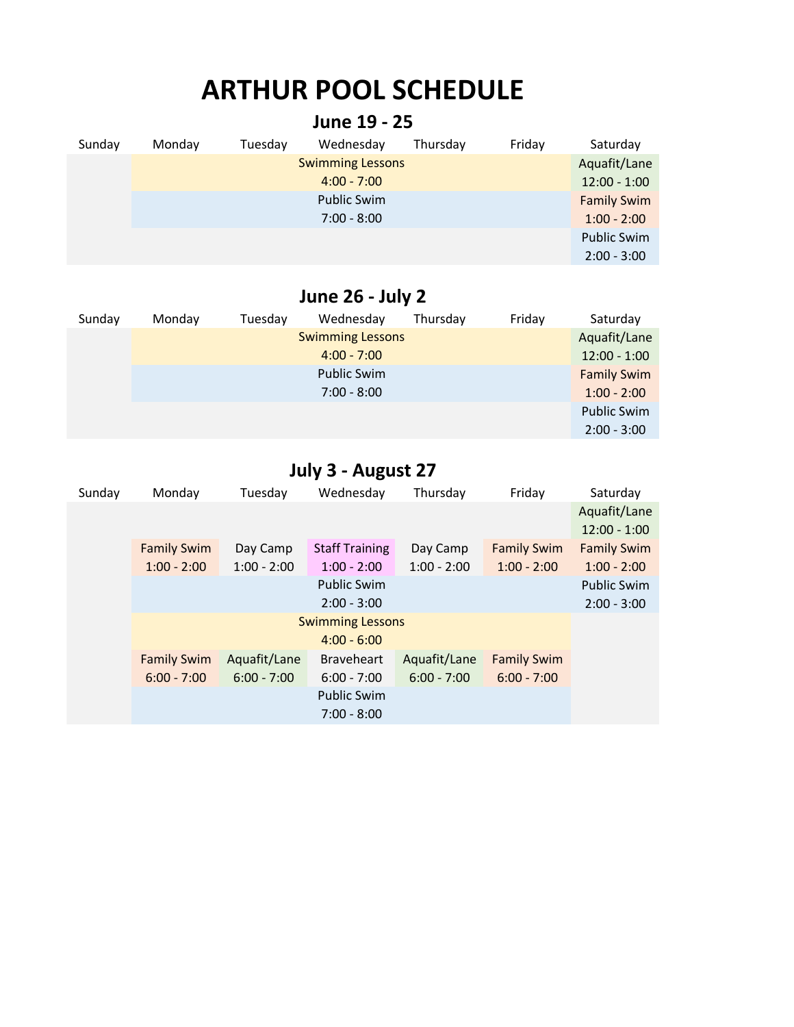# ARTHUR POOL SCHEDULE

## June 19 - 25

| Sunday | Monday | Tuesday | Wednesday | Thursday | Friday | Saturday |
|---|---|---|---|---|---|---|
| | Swimming Lessons 4:00 - 7:00 | Swimming Lessons 4:00 - 7:00 | Swimming Lessons 4:00 - 7:00 | Swimming Lessons 4:00 - 7:00 | Swimming Lessons 4:00 - 7:00 | Aquafit/Lane 12:00 - 1:00 |
| | Public Swim 7:00 - 8:00 | Public Swim 7:00 - 8:00 | Public Swim 7:00 - 8:00 | Public Swim 7:00 - 8:00 | Public Swim 7:00 - 8:00 | Family Swim 1:00 - 2:00 |
| | | | | | | Public Swim 2:00 - 3:00 |

## June 26 - July 2

| Sunday | Monday | Tuesday | Wednesday | Thursday | Friday | Saturday |
|---|---|---|---|---|---|---|
| | Swimming Lessons 4:00 - 7:00 | Swimming Lessons 4:00 - 7:00 | Swimming Lessons 4:00 - 7:00 | Swimming Lessons 4:00 - 7:00 | Swimming Lessons 4:00 - 7:00 | Aquafit/Lane 12:00 - 1:00 |
| | Public Swim 7:00 - 8:00 | Public Swim 7:00 - 8:00 | Public Swim 7:00 - 8:00 | Public Swim 7:00 - 8:00 | Public Swim 7:00 - 8:00 | Family Swim 1:00 - 2:00 |
| | | | | | | Public Swim 2:00 - 3:00 |

## July 3 - August 27

| Sunday | Monday | Tuesday | Wednesday | Thursday | Friday | Saturday |
|---|---|---|---|---|---|---|
| | | | | | | Aquafit/Lane 12:00 - 1:00 |
| | Family Swim 1:00 - 2:00 | Day Camp 1:00 - 2:00 | Staff Training 1:00 - 2:00 | Day Camp 1:00 - 2:00 | Family Swim 1:00 - 2:00 | Family Swim 1:00 - 2:00 |
| | Public Swim 2:00 - 3:00 | Public Swim 2:00 - 3:00 | Public Swim 2:00 - 3:00 | Public Swim 2:00 - 3:00 | Public Swim 2:00 - 3:00 | Public Swim 2:00 - 3:00 |
| | Swimming Lessons 4:00 - 6:00 | Swimming Lessons 4:00 - 6:00 | Swimming Lessons 4:00 - 6:00 | Swimming Lessons 4:00 - 6:00 | Swimming Lessons 4:00 - 6:00 | |
| | Family Swim 6:00 - 7:00 | Aquafit/Lane 6:00 - 7:00 | Braveheart 6:00 - 7:00 | Aquafit/Lane 6:00 - 7:00 | Family Swim 6:00 - 7:00 | |
| | Public Swim 7:00 - 8:00 | Public Swim 7:00 - 8:00 | Public Swim 7:00 - 8:00 | Public Swim 7:00 - 8:00 | Public Swim 7:00 - 8:00 | |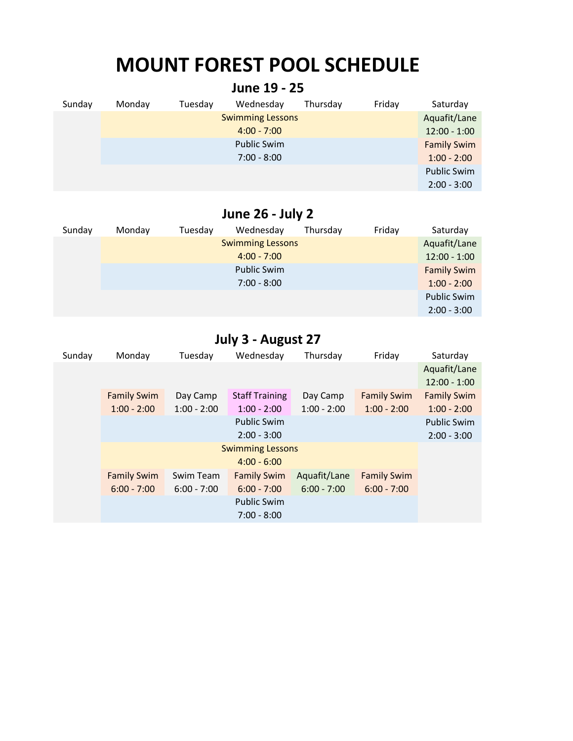# MOUNT FOREST POOL SCHEDULE

## June 19 - 25

| Sunday | Monday | Tuesday | Wednesday | Thursday | Friday | Saturday |
|---|---|---|---|---|---|---|
| | Swimming Lessons 4:00 - 7:00 | Swimming Lessons 4:00 - 7:00 | Swimming Lessons 4:00 - 7:00 | Swimming Lessons 4:00 - 7:00 | Swimming Lessons 4:00 - 7:00 | Aquafit/Lane 12:00 - 1:00 |
| | Public Swim 7:00 - 8:00 | Public Swim 7:00 - 8:00 | Public Swim 7:00 - 8:00 | Public Swim 7:00 - 8:00 | Public Swim 7:00 - 8:00 | Family Swim 1:00 - 2:00 |
| | | | | | | Public Swim 2:00 - 3:00 |

## June 26 - July 2

| Sunday | Monday | Tuesday | Wednesday | Thursday | Friday | Saturday |
|---|---|---|---|---|---|---|
| | Swimming Lessons 4:00 - 7:00 | Swimming Lessons 4:00 - 7:00 | Swimming Lessons 4:00 - 7:00 | Swimming Lessons 4:00 - 7:00 | Swimming Lessons 4:00 - 7:00 | Aquafit/Lane 12:00 - 1:00 |
| | Public Swim 7:00 - 8:00 | Public Swim 7:00 - 8:00 | Public Swim 7:00 - 8:00 | Public Swim 7:00 - 8:00 | Public Swim 7:00 - 8:00 | Family Swim 1:00 - 2:00 |
| | | | | | | Public Swim 2:00 - 3:00 |

## July 3 - August 27

| Sunday | Monday | Tuesday | Wednesday | Thursday | Friday | Saturday |
|---|---|---|---|---|---|---|
| | | | | | | Aquafit/Lane 12:00 - 1:00 |
| | Family Swim 1:00 - 2:00 | Day Camp 1:00 - 2:00 | Staff Training 1:00 - 2:00 | Day Camp 1:00 - 2:00 | Family Swim 1:00 - 2:00 | Family Swim 1:00 - 2:00 |
| | Public Swim 2:00 - 3:00 | Public Swim 2:00 - 3:00 | Public Swim 2:00 - 3:00 | Public Swim 2:00 - 3:00 | Public Swim 2:00 - 3:00 | Public Swim 2:00 - 3:00 |
| | Swimming Lessons 4:00 - 6:00 | Swimming Lessons 4:00 - 6:00 | Swimming Lessons 4:00 - 6:00 | Swimming Lessons 4:00 - 6:00 | Swimming Lessons 4:00 - 6:00 | |
| | Family Swim 6:00 - 7:00 | Swim Team 6:00 - 7:00 | Family Swim 6:00 - 7:00 | Aquafit/Lane 6:00 - 7:00 | Family Swim 6:00 - 7:00 | |
| | Public Swim 7:00 - 8:00 | Public Swim 7:00 - 8:00 | Public Swim 7:00 - 8:00 | Public Swim 7:00 - 8:00 | Public Swim 7:00 - 8:00 | |